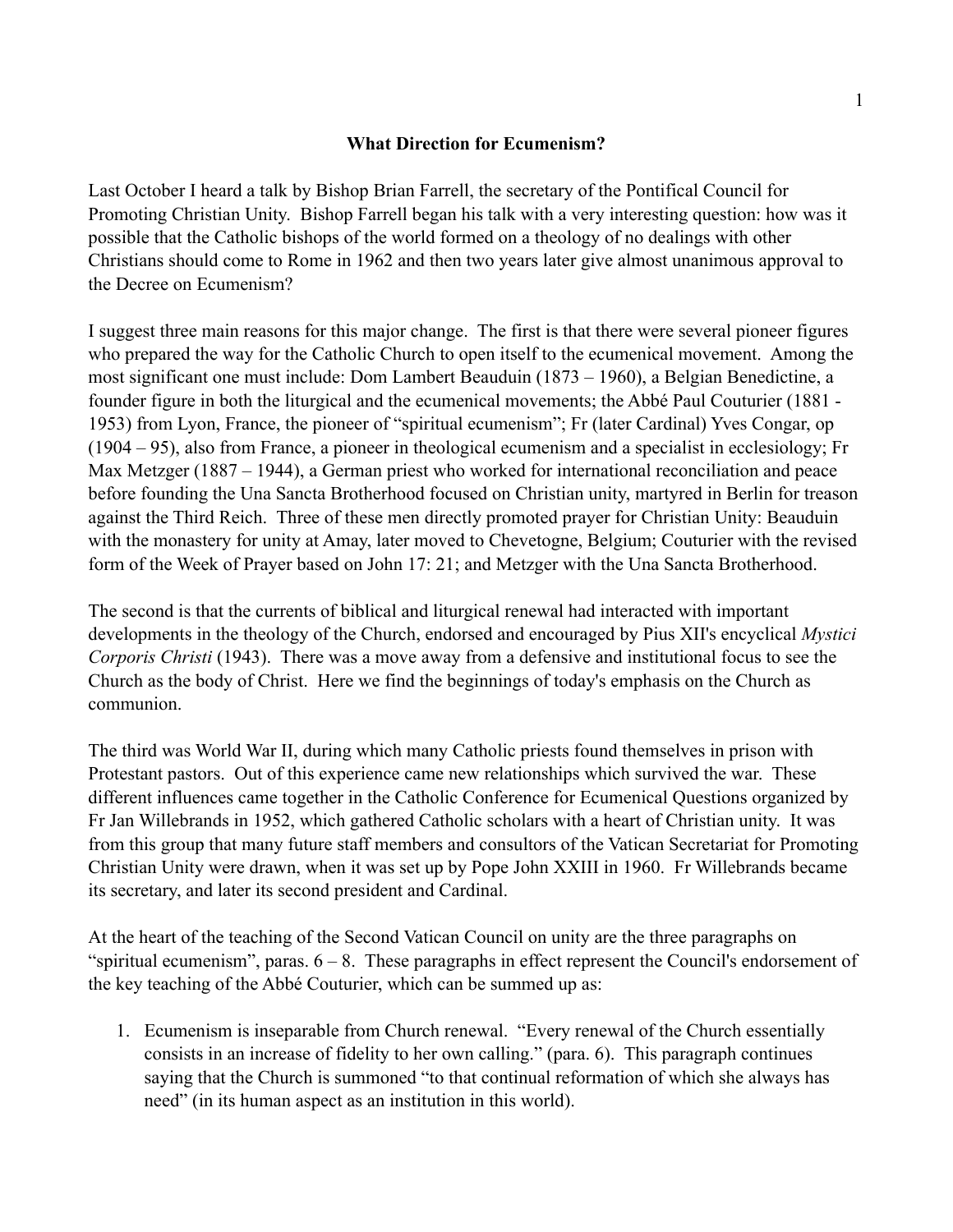# What Direction for Ecumenism?

Last October I heard a talk by Bishop Brian Farrell, the secretary of the Pontifical Council for Promoting Christian Unity. Bishop Farrell began his talk with a very interesting question: how was it possible that the Catholic bishops of the world formed on a theology of no dealings with other Christians should come to Rome in 1962 and then two years later give almost unanimous approval to the Decree on Ecumenism?

I suggest three main reasons for this major change. The first is that there were several pioneer figures who prepared the way for the Catholic Church to open itself to the ecumenical movement. Among the most significant one must include: Dom Lambert Beauduin (1873 – 1960), a Belgian Benedictine, a founder figure in both the liturgical and the ecumenical movements; the Abbé Paul Couturier (1881 - 1953) from Lyon, France, the pioneer of "spiritual ecumenism"; Fr (later Cardinal) Yves Congar, op (1904 – 95), also from France, a pioneer in theological ecumenism and a specialist in ecclesiology; Fr Max Metzger (1887 – 1944), a German priest who worked for international reconciliation and peace before founding the Una Sancta Brotherhood focused on Christian unity, martyred in Berlin for treason against the Third Reich. Three of these men directly promoted prayer for Christian Unity: Beauduin with the monastery for unity at Amay, later moved to Chevetogne, Belgium; Couturier with the revised form of the Week of Prayer based on John 17: 21; and Metzger with the Una Sancta Brotherhood.

The second is that the currents of biblical and liturgical renewal had interacted with important developments in the theology of the Church, endorsed and encouraged by Pius XII's encyclical *Mystici Corporis Christi* (1943). There was a move away from a defensive and institutional focus to see the Church as the body of Christ. Here we find the beginnings of today's emphasis on the Church as communion.

The third was World War II, during which many Catholic priests found themselves in prison with Protestant pastors. Out of this experience came new relationships which survived the war. These different influences came together in the Catholic Conference for Ecumenical Questions organized by Fr Jan Willebrands in 1952, which gathered Catholic scholars with a heart of Christian unity. It was from this group that many future staff members and consultors of the Vatican Secretariat for Promoting Christian Unity were drawn, when it was set up by Pope John XXIII in 1960. Fr Willebrands became its secretary, and later its second president and Cardinal.

At the heart of the teaching of the Second Vatican Council on unity are the three paragraphs on "spiritual ecumenism", paras. 6 – 8. These paragraphs in effect represent the Council's endorsement of the key teaching of the Abbé Couturier, which can be summed up as:

1. Ecumenism is inseparable from Church renewal. "Every renewal of the Church essentially consists in an increase of fidelity to her own calling." (para. 6). This paragraph continues saying that the Church is summoned "to that continual reformation of which she always has need" (in its human aspect as an institution in this world).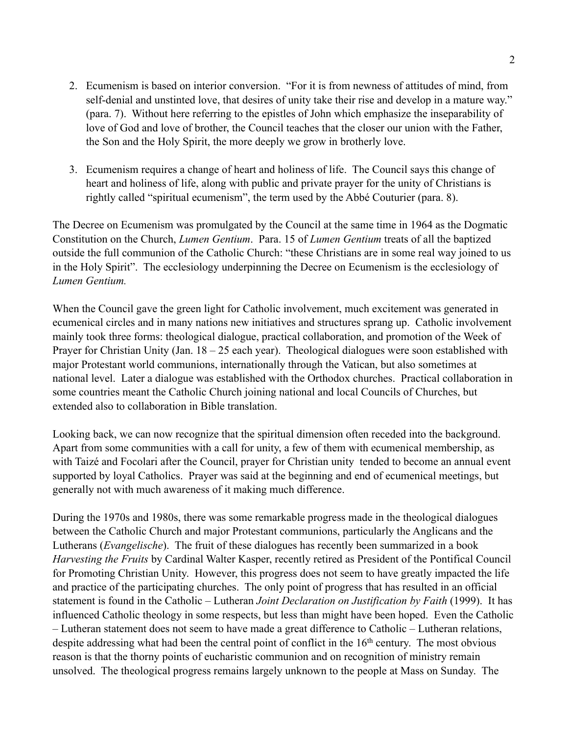2. Ecumenism is based on interior conversion. "For it is from newness of attitudes of mind, from self-denial and unstinted love, that desires of unity take their rise and develop in a mature way." (para. 7). Without here referring to the epistles of John which emphasize the inseparability of love of God and love of brother, the Council teaches that the closer our union with the Father, the Son and the Holy Spirit, the more deeply we grow in brotherly love.

3. Ecumenism requires a change of heart and holiness of life. The Council says this change of heart and holiness of life, along with public and private prayer for the unity of Christians is rightly called "spiritual ecumenism", the term used by the Abbé Couturier (para. 8).

The Decree on Ecumenism was promulgated by the Council at the same time in 1964 as the Dogmatic Constitution on the Church, *Lumen Gentium*. Para. 15 of *Lumen Gentium* treats of all the baptized outside the full communion of the Catholic Church: "these Christians are in some real way joined to us in the Holy Spirit". The ecclesiology underpinning the Decree on Ecumenism is the ecclesiology of *Lumen Gentium.*

When the Council gave the green light for Catholic involvement, much excitement was generated in ecumenical circles and in many nations new initiatives and structures sprang up. Catholic involvement mainly took three forms: theological dialogue, practical collaboration, and promotion of the Week of Prayer for Christian Unity (Jan. 18 – 25 each year). Theological dialogues were soon established with major Protestant world communions, internationally through the Vatican, but also sometimes at national level. Later a dialogue was established with the Orthodox churches. Practical collaboration in some countries meant the Catholic Church joining national and local Councils of Churches, but extended also to collaboration in Bible translation.

Looking back, we can now recognize that the spiritual dimension often receded into the background. Apart from some communities with a call for unity, a few of them with ecumenical membership, as with Taizé and Focolari after the Council, prayer for Christian unity tended to become an annual event supported by loyal Catholics. Prayer was said at the beginning and end of ecumenical meetings, but generally not with much awareness of it making much difference.

During the 1970s and 1980s, there was some remarkable progress made in the theological dialogues between the Catholic Church and major Protestant communions, particularly the Anglicans and the Lutherans (*Evangelische*). The fruit of these dialogues has recently been summarized in a book *Harvesting the Fruits* by Cardinal Walter Kasper, recently retired as President of the Pontifical Council for Promoting Christian Unity. However, this progress does not seem to have greatly impacted the life and practice of the participating churches. The only point of progress that has resulted in an official statement is found in the Catholic – Lutheran *Joint Declaration on Justification by Faith* (1999). It has influenced Catholic theology in some respects, but less than might have been hoped. Even the Catholic – Lutheran statement does not seem to have made a great difference to Catholic – Lutheran relations, despite addressing what had been the central point of conflict in the 16th century. The most obvious reason is that the thorny points of eucharistic communion and on recognition of ministry remain unsolved. The theological progress remains largely unknown to the people at Mass on Sunday. The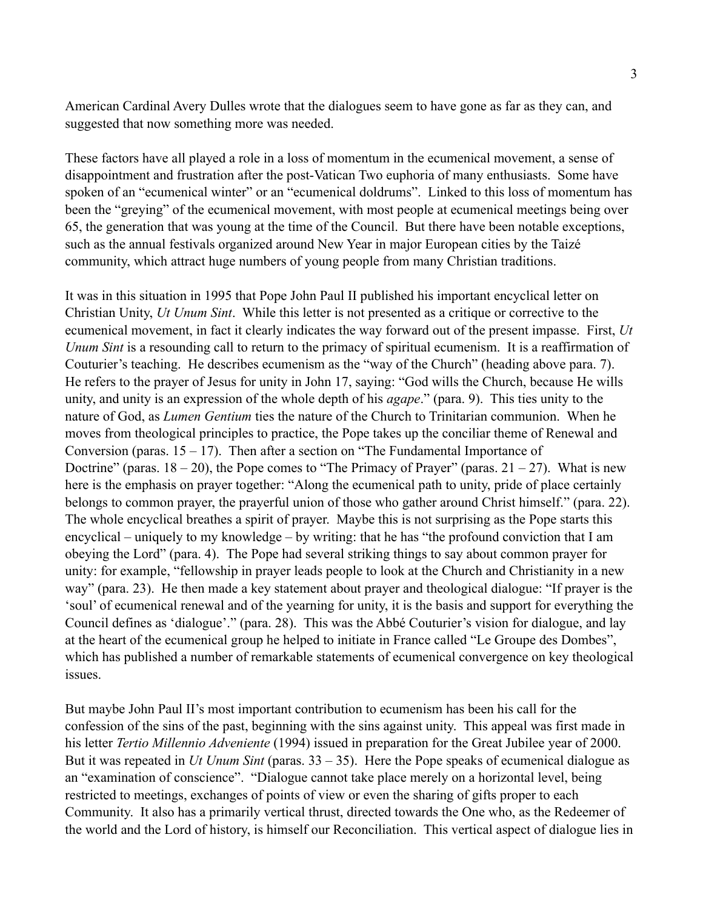American Cardinal Avery Dulles wrote that the dialogues seem to have gone as far as they can, and suggested that now something more was needed.

These factors have all played a role in a loss of momentum in the ecumenical movement, a sense of disappointment and frustration after the post-Vatican Two euphoria of many enthusiasts. Some have spoken of an "ecumenical winter" or an "ecumenical doldrums". Linked to this loss of momentum has been the "greying" of the ecumenical movement, with most people at ecumenical meetings being over 65, the generation that was young at the time of the Council. But there have been notable exceptions, such as the annual festivals organized around New Year in major European cities by the Taizé community, which attract huge numbers of young people from many Christian traditions.

It was in this situation in 1995 that Pope John Paul II published his important encyclical letter on Christian Unity, *Ut Unum Sint*. While this letter is not presented as a critique or corrective to the ecumenical movement, in fact it clearly indicates the way forward out of the present impasse. First, *Ut Unum Sint* is a resounding call to return to the primacy of spiritual ecumenism. It is a reaffirmation of Couturier's teaching. He describes ecumenism as the "way of the Church" (heading above para. 7). He refers to the prayer of Jesus for unity in John 17, saying: "God wills the Church, because He wills unity, and unity is an expression of the whole depth of his *agape*." (para. 9). This ties unity to the nature of God, as *Lumen Gentium* ties the nature of the Church to Trinitarian communion. When he moves from theological principles to practice, the Pope takes up the conciliar theme of Renewal and Conversion (paras. 15 – 17). Then after a section on "The Fundamental Importance of Doctrine" (paras. 18 – 20), the Pope comes to "The Primacy of Prayer" (paras. 21 – 27). What is new here is the emphasis on prayer together: "Along the ecumenical path to unity, pride of place certainly belongs to common prayer, the prayerful union of those who gather around Christ himself." (para. 22). The whole encyclical breathes a spirit of prayer. Maybe this is not surprising as the Pope starts this encyclical – uniquely to my knowledge – by writing: that he has "the profound conviction that I am obeying the Lord" (para. 4). The Pope had several striking things to say about common prayer for unity: for example, "fellowship in prayer leads people to look at the Church and Christianity in a new way" (para. 23). He then made a key statement about prayer and theological dialogue: "If prayer is the 'soul' of ecumenical renewal and of the yearning for unity, it is the basis and support for everything the Council defines as 'dialogue'." (para. 28). This was the Abbé Couturier's vision for dialogue, and lay at the heart of the ecumenical group he helped to initiate in France called "Le Groupe des Dombes", which has published a number of remarkable statements of ecumenical convergence on key theological issues.

But maybe John Paul II's most important contribution to ecumenism has been his call for the confession of the sins of the past, beginning with the sins against unity. This appeal was first made in his letter *Tertio Millennio Adveniente* (1994) issued in preparation for the Great Jubilee year of 2000. But it was repeated in *Ut Unum Sint* (paras. 33 – 35). Here the Pope speaks of ecumenical dialogue as an "examination of conscience". "Dialogue cannot take place merely on a horizontal level, being restricted to meetings, exchanges of points of view or even the sharing of gifts proper to each Community. It also has a primarily vertical thrust, directed towards the One who, as the Redeemer of the world and the Lord of history, is himself our Reconciliation. This vertical aspect of dialogue lies in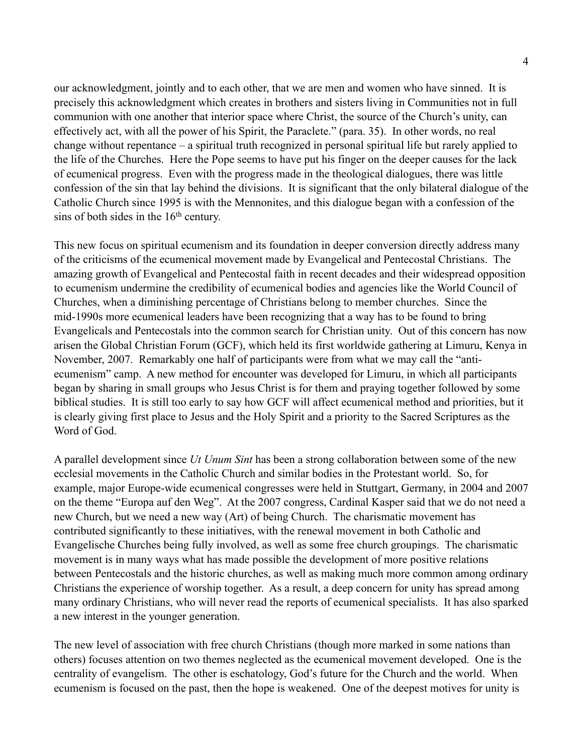our acknowledgment, jointly and to each other, that we are men and women who have sinned. It is precisely this acknowledgment which creates in brothers and sisters living in Communities not in full communion with one another that interior space where Christ, the source of the Church's unity, can effectively act, with all the power of his Spirit, the Paraclete." (para. 35). In other words, no real change without repentance – a spiritual truth recognized in personal spiritual life but rarely applied to the life of the Churches. Here the Pope seems to have put his finger on the deeper causes for the lack of ecumenical progress. Even with the progress made in the theological dialogues, there was little confession of the sin that lay behind the divisions. It is significant that the only bilateral dialogue of the Catholic Church since 1995 is with the Mennonites, and this dialogue began with a confession of the sins of both sides in the 16th century.

This new focus on spiritual ecumenism and its foundation in deeper conversion directly address many of the criticisms of the ecumenical movement made by Evangelical and Pentecostal Christians. The amazing growth of Evangelical and Pentecostal faith in recent decades and their widespread opposition to ecumenism undermine the credibility of ecumenical bodies and agencies like the World Council of Churches, when a diminishing percentage of Christians belong to member churches. Since the mid-1990s more ecumenical leaders have been recognizing that a way has to be found to bring Evangelicals and Pentecostals into the common search for Christian unity. Out of this concern has now arisen the Global Christian Forum (GCF), which held its first worldwide gathering at Limuru, Kenya in November, 2007. Remarkably one half of participants were from what we may call the "anti-ecumenism" camp. A new method for encounter was developed for Limuru, in which all participants began by sharing in small groups who Jesus Christ is for them and praying together followed by some biblical studies. It is still too early to say how GCF will affect ecumenical method and priorities, but it is clearly giving first place to Jesus and the Holy Spirit and a priority to the Sacred Scriptures as the Word of God.

A parallel development since *Ut Unum Sint* has been a strong collaboration between some of the new ecclesial movements in the Catholic Church and similar bodies in the Protestant world. So, for example, major Europe-wide ecumenical congresses were held in Stuttgart, Germany, in 2004 and 2007 on the theme "Europa auf den Weg". At the 2007 congress, Cardinal Kasper said that we do not need a new Church, but we need a new way (Art) of being Church. The charismatic movement has contributed significantly to these initiatives, with the renewal movement in both Catholic and Evangelische Churches being fully involved, as well as some free church groupings. The charismatic movement is in many ways what has made possible the development of more positive relations between Pentecostals and the historic churches, as well as making much more common among ordinary Christians the experience of worship together. As a result, a deep concern for unity has spread among many ordinary Christians, who will never read the reports of ecumenical specialists. It has also sparked a new interest in the younger generation.

The new level of association with free church Christians (though more marked in some nations than others) focuses attention on two themes neglected as the ecumenical movement developed. One is the centrality of evangelism. The other is eschatology, God's future for the Church and the world. When ecumenism is focused on the past, then the hope is weakened. One of the deepest motives for unity is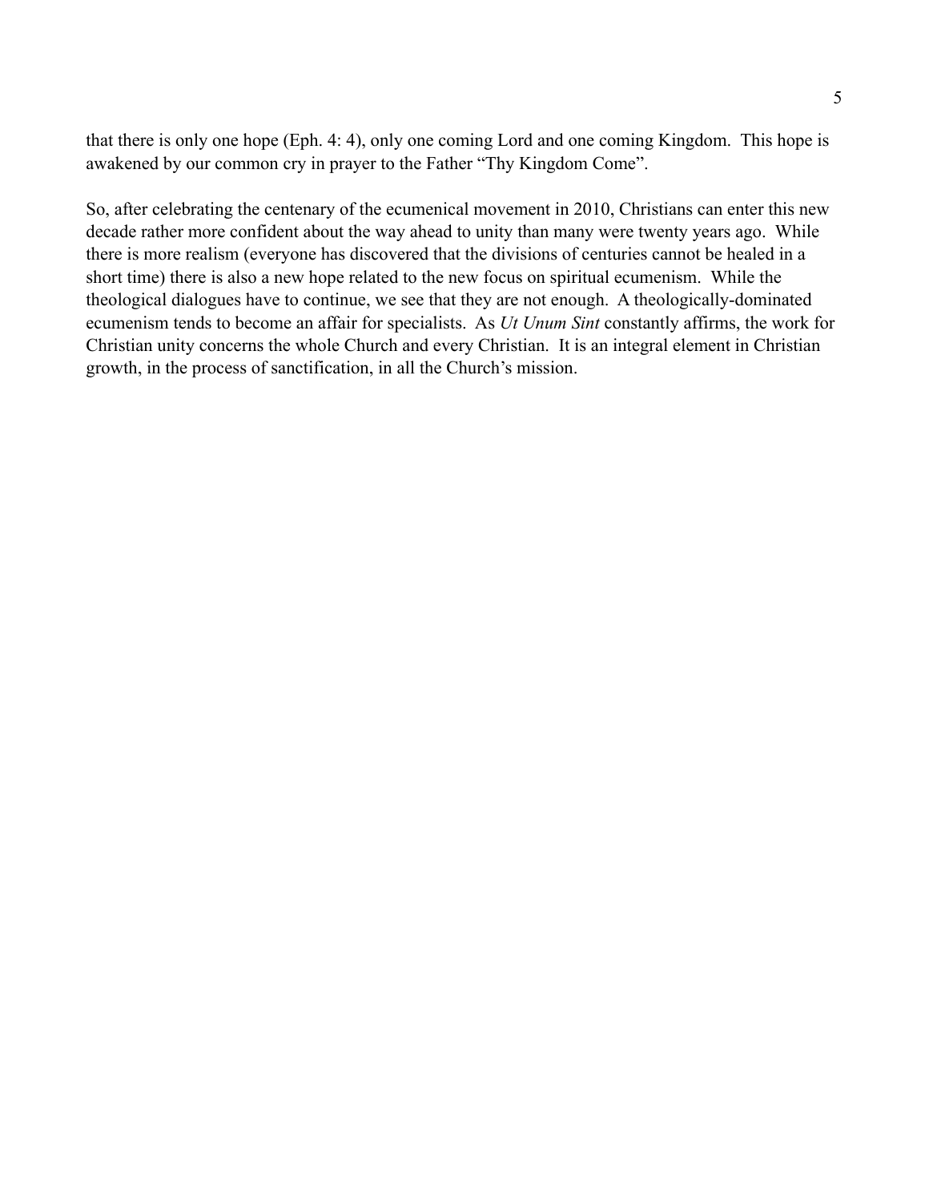that there is only one hope (Eph. 4: 4), only one coming Lord and one coming Kingdom.  This hope is awakened by our common cry in prayer to the Father "Thy Kingdom Come".

So, after celebrating the centenary of the ecumenical movement in 2010, Christians can enter this new decade rather more confident about the way ahead to unity than many were twenty years ago.  While there is more realism (everyone has discovered that the divisions of centuries cannot be healed in a short time) there is also a new hope related to the new focus on spiritual ecumenism.  While the theological dialogues have to continue, we see that they are not enough.  A theologically-dominated ecumenism tends to become an affair for specialists.  As *Ut Unum Sint* constantly affirms, the work for Christian unity concerns the whole Church and every Christian.  It is an integral element in Christian growth, in the process of sanctification, in all the Church's mission.